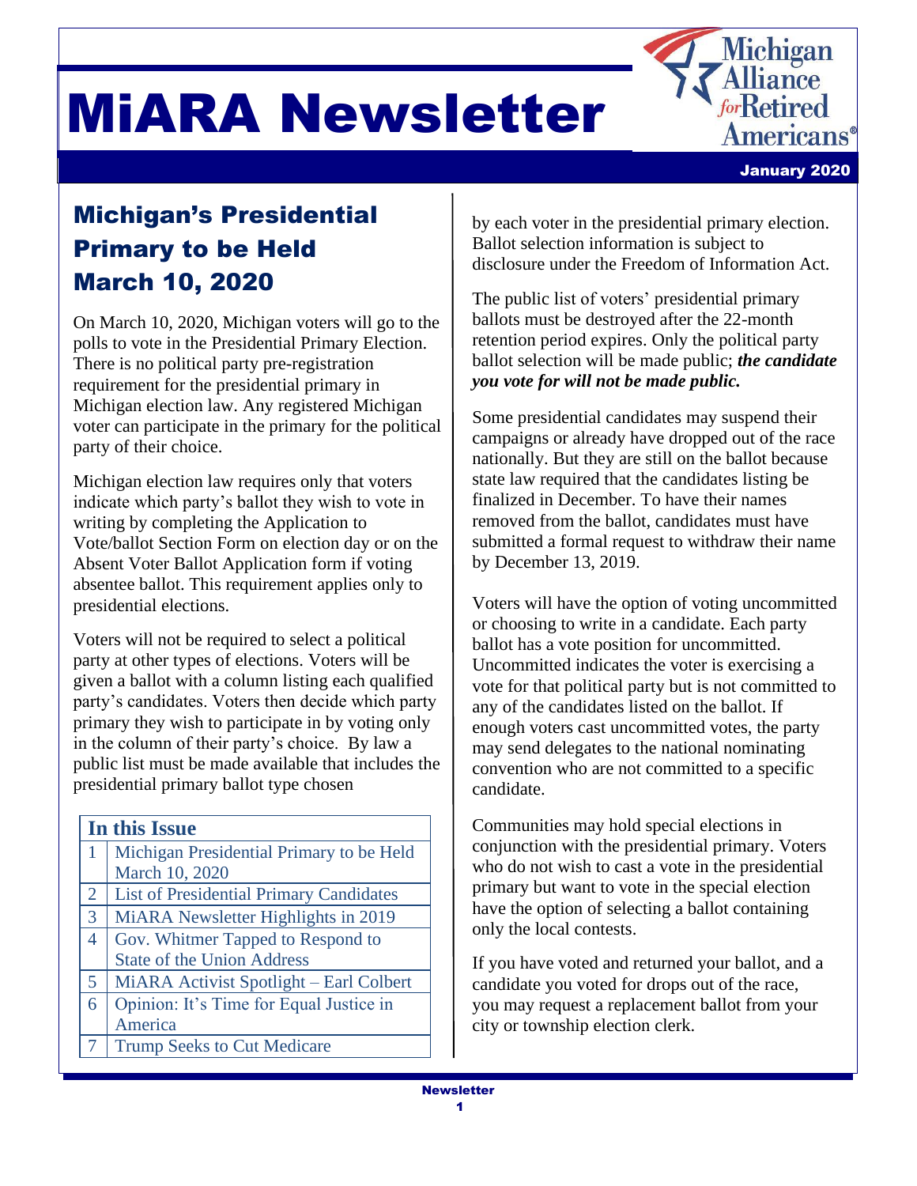# MiARA Newsletter

Michigan Alliance for Retired Americans®

January 2020

## Michigan's Presidential Primary to be Held March 10, 2020

On March 10, 2020, Michigan voters will go to the polls to vote in the Presidential Primary Election. There is no political party pre-registration requirement for the presidential primary in Michigan election law. Any registered Michigan voter can participate in the primary for the political party of their choice.

Michigan election law requires only that voters indicate which party's ballot they wish to vote in writing by completing the Application to Vote/ballot Section Form on election day or on the Absent Voter Ballot Application form if voting absentee ballot. This requirement applies only to presidential elections.

Voters will not be required to select a political party at other types of elections. Voters will be given a ballot with a column listing each qualified party's candidates. Voters then decide which party primary they wish to participate in by voting only in the column of their party's choice. By law a public list must be made available that includes the presidential primary ballot type chosen by each voter in the presidential primary election. Ballot selection information is subject to disclosure under the Freedom of Information Act.

The public list of voters' presidential primary ballots must be destroyed after the 22-month retention period expires. Only the political party ballot selection will be made public; ***the candidate you vote for will not be made public.***

Some presidential candidates may suspend their campaigns or already have dropped out of the race nationally. But they are still on the ballot because state law required that the candidates listing be finalized in December. To have their names removed from the ballot, candidates must have submitted a formal request to withdraw their name by December 13, 2019.

Voters will have the option of voting uncommitted or choosing to write in a candidate. Each party ballot has a vote position for uncommitted. Uncommitted indicates the voter is exercising a vote for that political party but is not committed to any of the candidates listed on the ballot. If enough voters cast uncommitted votes, the party may send delegates to the national nominating convention who are not committed to a specific candidate.

Communities may hold special elections in conjunction with the presidential primary. Voters who do not wish to cast a vote in the presidential primary but want to vote in the special election have the option of selecting a ballot containing only the local contests.

If you have voted and returned your ballot, and a candidate you voted for drops out of the race, you may request a replacement ballot from your city or township election clerk.

| In this Issue | |
|---|---|
| 1 | Michigan Presidential Primary to be Held March 10, 2020 |
| 2 | List of Presidential Primary Candidates |
| 3 | MiARA Newsletter Highlights in 2019 |
| 4 | Gov. Whitmer Tapped to Respond to State of the Union Address |
| 5 | MiARA Activist Spotlight – Earl Colbert |
| 6 | Opinion: It's Time for Equal Justice in America |
| 7 | Trump Seeks to Cut Medicare |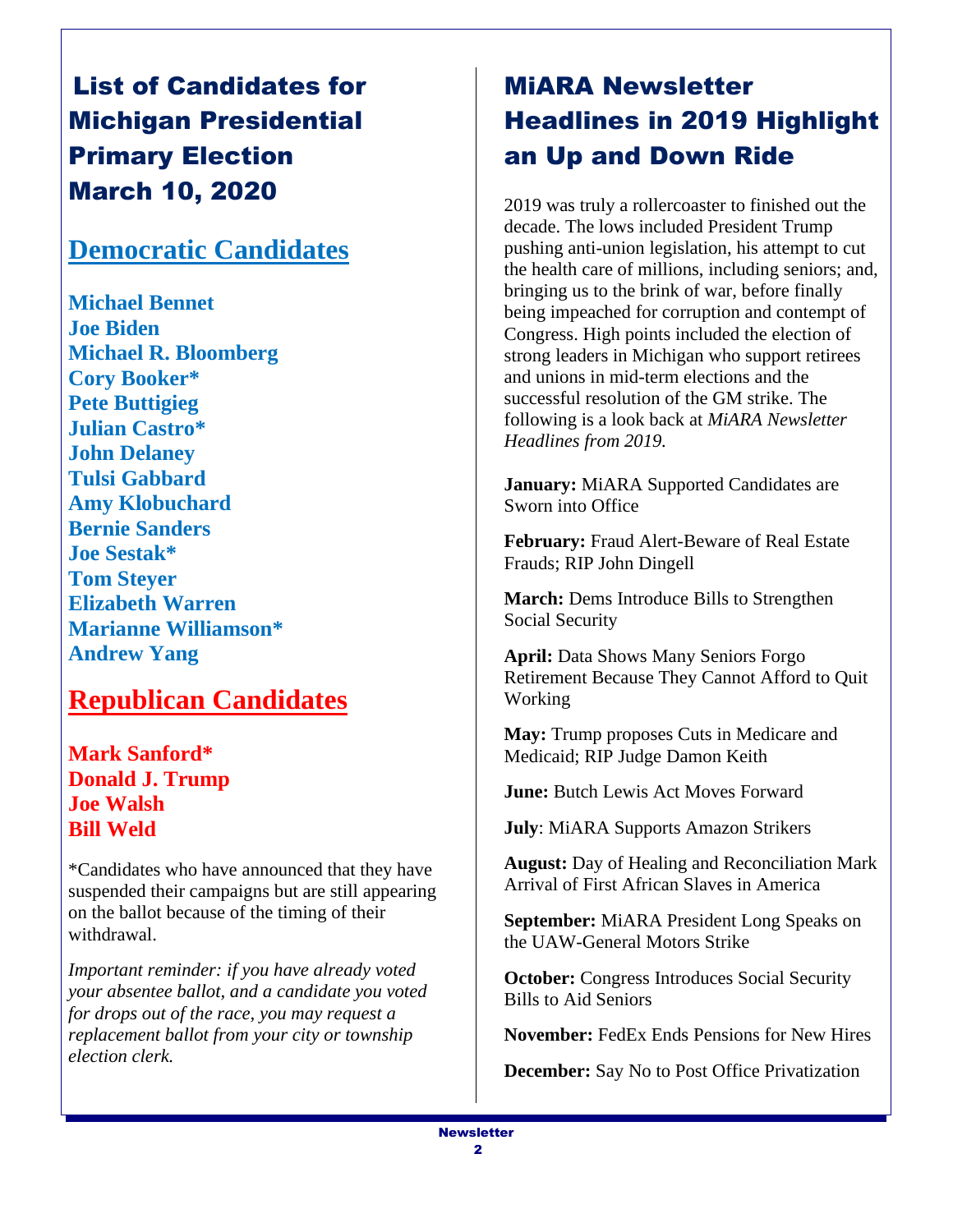# List of Candidates for Michigan Presidential Primary Election March 10, 2020

## Democratic Candidates

**Michael Bennet**
**Joe Biden**
**Michael R. Bloomberg**
**Cory Booker***
**Pete Buttigieg**
**Julian Castro***
**John Delaney**
**Tulsi Gabbard**
**Amy Klobuchard**
**Bernie Sanders**
**Joe Sestak***
**Tom Steyer**
**Elizabeth Warren**
**Marianne Williamson***
**Andrew Yang**

## Republican Candidates

**Mark Sanford***
**Donald J. Trump**
**Joe Walsh**
**Bill Weld**

*Candidates who have announced that they have suspended their campaigns but are still appearing on the ballot because of the timing of their withdrawal.

*Important reminder: if you have already voted your absentee ballot, and a candidate you voted for drops out of the race, you may request a replacement ballot from your city or township election clerk.*

# MiARA Newsletter Headlines in 2019 Highlight an Up and Down Ride

2019 was truly a rollercoaster to finished out the decade. The lows included President Trump pushing anti-union legislation, his attempt to cut the health care of millions, including seniors; and, bringing us to the brink of war, before finally being impeached for corruption and contempt of Congress. High points included the election of strong leaders in Michigan who support retirees and unions in mid-term elections and the successful resolution of the GM strike. The following is a look back at *MiARA Newsletter Headlines from 2019.*

**January:** MiARA Supported Candidates are Sworn into Office

**February:** Fraud Alert-Beware of Real Estate Frauds; RIP John Dingell

**March:** Dems Introduce Bills to Strengthen Social Security

**April:** Data Shows Many Seniors Forgo Retirement Because They Cannot Afford to Quit Working

**May:** Trump proposes Cuts in Medicare and Medicaid; RIP Judge Damon Keith

**June:** Butch Lewis Act Moves Forward

**July**: MiARA Supports Amazon Strikers

**August:** Day of Healing and Reconciliation Mark Arrival of First African Slaves in America

**September:** MiARA President Long Speaks on the UAW-General Motors Strike

**October:** Congress Introduces Social Security Bills to Aid Seniors

**November:** FedEx Ends Pensions for New Hires

**December:** Say No to Post Office Privatization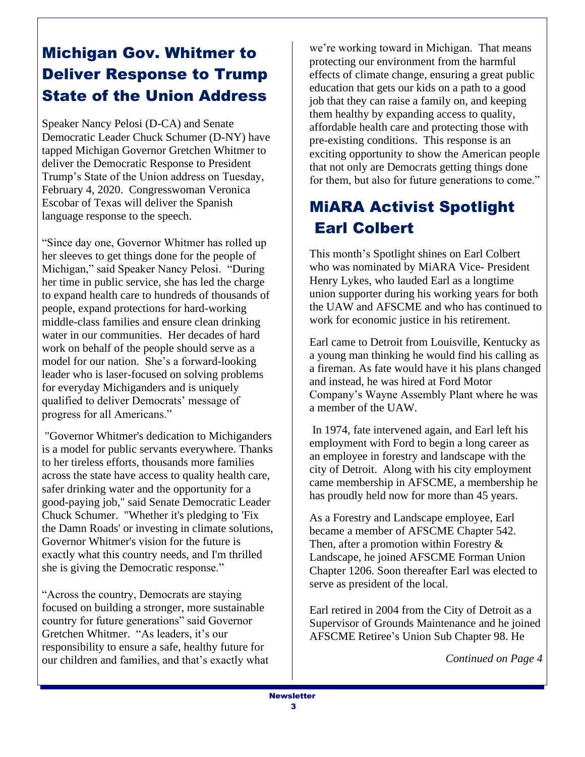## Michigan Gov. Whitmer to Deliver Response to Trump State of the Union Address

Speaker Nancy Pelosi (D-CA) and Senate Democratic Leader Chuck Schumer (D-NY) have tapped Michigan Governor Gretchen Whitmer to deliver the Democratic Response to President Trump's State of the Union address on Tuesday, February 4, 2020. Congresswoman Veronica Escobar of Texas will deliver the Spanish language response to the speech.

"Since day one, Governor Whitmer has rolled up her sleeves to get things done for the people of Michigan," said Speaker Nancy Pelosi. "During her time in public service, she has led the charge to expand health care to hundreds of thousands of people, expand protections for hard-working middle-class families and ensure clean drinking water in our communities. Her decades of hard work on behalf of the people should serve as a model for our nation. She's a forward-looking leader who is laser-focused on solving problems for everyday Michiganders and is uniquely qualified to deliver Democrats' message of progress for all Americans."

"Governor Whitmer's dedication to Michiganders is a model for public servants everywhere. Thanks to her tireless efforts, thousands more families across the state have access to quality health care, safer drinking water and the opportunity for a good-paying job," said Senate Democratic Leader Chuck Schumer. "Whether it's pledging to 'Fix the Damn Roads' or investing in climate solutions, Governor Whitmer's vision for the future is exactly what this country needs, and I'm thrilled she is giving the Democratic response."

"Across the country, Democrats are staying focused on building a stronger, more sustainable country for future generations" said Governor Gretchen Whitmer. "As leaders, it's our responsibility to ensure a safe, healthy future for our children and families, and that's exactly what we're working toward in Michigan. That means protecting our environment from the harmful effects of climate change, ensuring a great public education that gets our kids on a path to a good job that they can raise a family on, and keeping them healthy by expanding access to quality, affordable health care and protecting those with pre-existing conditions. This response is an exciting opportunity to show the American people that not only are Democrats getting things done for them, but also for future generations to come."

## MiARA Activist Spotlight Earl Colbert

This month's Spotlight shines on Earl Colbert who was nominated by MiARA Vice- President Henry Lykes, who lauded Earl as a longtime union supporter during his working years for both the UAW and AFSCME and who has continued to work for economic justice in his retirement.

Earl came to Detroit from Louisville, Kentucky as a young man thinking he would find his calling as a fireman. As fate would have it his plans changed and instead, he was hired at Ford Motor Company's Wayne Assembly Plant where he was a member of the UAW.

In 1974, fate intervened again, and Earl left his employment with Ford to begin a long career as an employee in forestry and landscape with the city of Detroit. Along with his city employment came membership in AFSCME, a membership he has proudly held now for more than 45 years.

As a Forestry and Landscape employee, Earl became a member of AFSCME Chapter 542. Then, after a promotion within Forestry & Landscape, he joined AFSCME Forman Union Chapter 1206. Soon thereafter Earl was elected to serve as president of the local.

Earl retired in 2004 from the City of Detroit as a Supervisor of Grounds Maintenance and he joined AFSCME Retiree's Union Sub Chapter 98. He

*Continued on Page 4*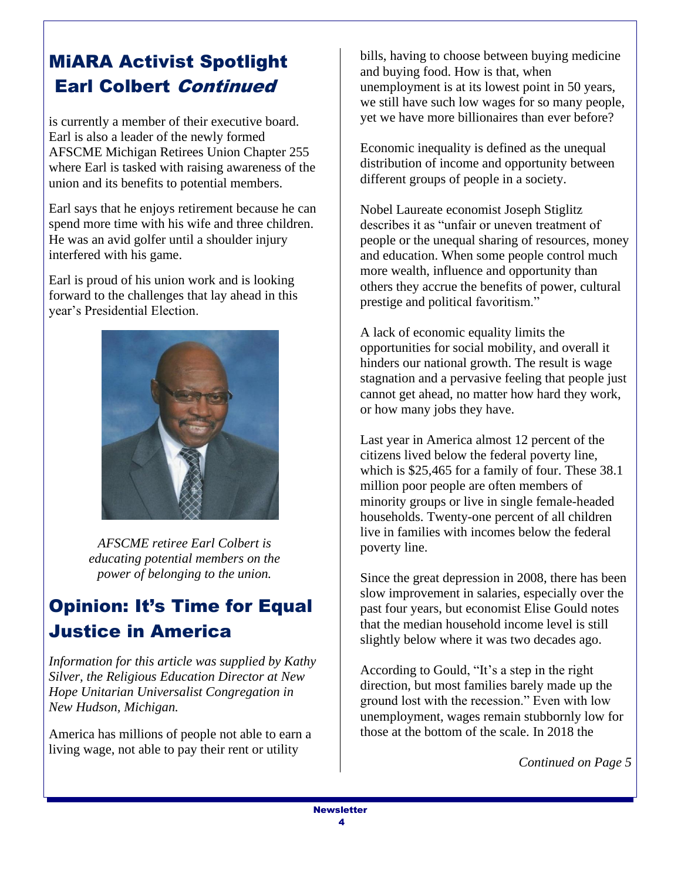## MiARA Activist Spotlight Earl Colbert *Continued*

is currently a member of their executive board. Earl is also a leader of the newly formed AFSCME Michigan Retirees Union Chapter 255 where Earl is tasked with raising awareness of the union and its benefits to potential members.

Earl says that he enjoys retirement because he can spend more time with his wife and three children. He was an avid golfer until a shoulder injury interfered with his game.

Earl is proud of his union work and is looking forward to the challenges that lay ahead in this year's Presidential Election.

*AFSCME retiree Earl Colbert is educating potential members on the power of belonging to the union.*

## Opinion: It's Time for Equal Justice in America

*Information for this article was supplied by Kathy Silver, the Religious Education Director at New Hope Unitarian Universalist Congregation in New Hudson, Michigan.*

America has millions of people not able to earn a living wage, not able to pay their rent or utility bills, having to choose between buying medicine and buying food. How is that, when unemployment is at its lowest point in 50 years, we still have such low wages for so many people, yet we have more billionaires than ever before?

Economic inequality is defined as the unequal distribution of income and opportunity between different groups of people in a society.

Nobel Laureate economist Joseph Stiglitz describes it as "unfair or uneven treatment of people or the unequal sharing of resources, money and education. When some people control much more wealth, influence and opportunity than others they accrue the benefits of power, cultural prestige and political favoritism."

A lack of economic equality limits the opportunities for social mobility, and overall it hinders our national growth. The result is wage stagnation and a pervasive feeling that people just cannot get ahead, no matter how hard they work, or how many jobs they have.

Last year in America almost 12 percent of the citizens lived below the federal poverty line, which is $25,465 for a family of four. These 38.1 million poor people are often members of minority groups or live in single female-headed households. Twenty-one percent of all children live in families with incomes below the federal poverty line.

Since the great depression in 2008, there has been slow improvement in salaries, especially over the past four years, but economist Elise Gould notes that the median household income level is still slightly below where it was two decades ago.

According to Gould, "It's a step in the right direction, but most families barely made up the ground lost with the recession." Even with low unemployment, wages remain stubbornly low for those at the bottom of the scale. In 2018 the

*Continued on Page 5*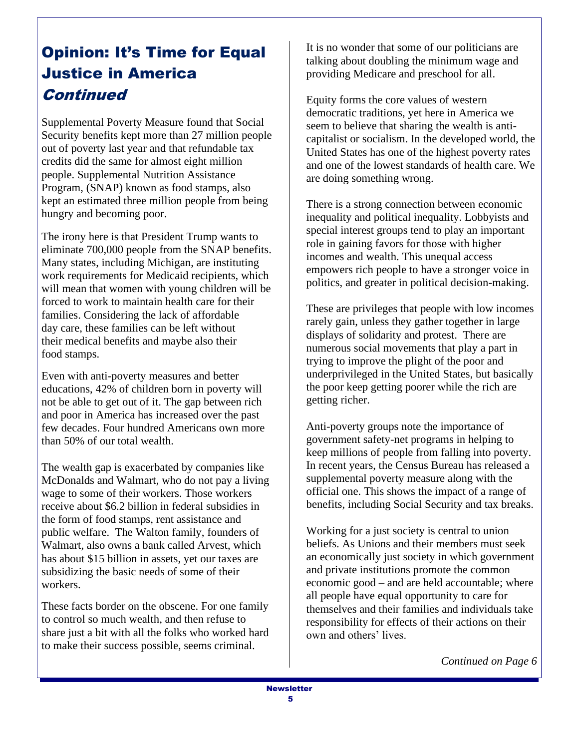# Opinion: It's Time for Equal Justice in America *Continued*

Supplemental Poverty Measure found that Social Security benefits kept more than 27 million people out of poverty last year and that refundable tax credits did the same for almost eight million people. Supplemental Nutrition Assistance Program, (SNAP) known as food stamps, also kept an estimated three million people from being hungry and becoming poor.

The irony here is that President Trump wants to eliminate 700,000 people from the SNAP benefits. Many states, including Michigan, are instituting work requirements for Medicaid recipients, which will mean that women with young children will be forced to work to maintain health care for their families. Considering the lack of affordable day care, these families can be left without their medical benefits and maybe also their food stamps.

Even with anti-poverty measures and better educations, 42% of children born in poverty will not be able to get out of it. The gap between rich and poor in America has increased over the past few decades. Four hundred Americans own more than 50% of our total wealth.

The wealth gap is exacerbated by companies like McDonalds and Walmart, who do not pay a living wage to some of their workers. Those workers receive about $6.2 billion in federal subsidies in the form of food stamps, rent assistance and public welfare. The Walton family, founders of Walmart, also owns a bank called Arvest, which has about $15 billion in assets, yet our taxes are subsidizing the basic needs of some of their workers.

These facts border on the obscene. For one family to control so much wealth, and then refuse to share just a bit with all the folks who worked hard to make their success possible, seems criminal.

It is no wonder that some of our politicians are talking about doubling the minimum wage and providing Medicare and preschool for all.

Equity forms the core values of western democratic traditions, yet here in America we seem to believe that sharing the wealth is anti-capitalist or socialism. In the developed world, the United States has one of the highest poverty rates and one of the lowest standards of health care. We are doing something wrong.

There is a strong connection between economic inequality and political inequality. Lobbyists and special interest groups tend to play an important role in gaining favors for those with higher incomes and wealth. This unequal access empowers rich people to have a stronger voice in politics, and greater in political decision-making.

These are privileges that people with low incomes rarely gain, unless they gather together in large displays of solidarity and protest. There are numerous social movements that play a part in trying to improve the plight of the poor and underprivileged in the United States, but basically the poor keep getting poorer while the rich are getting richer.

Anti-poverty groups note the importance of government safety-net programs in helping to keep millions of people from falling into poverty. In recent years, the Census Bureau has released a supplemental poverty measure along with the official one. This shows the impact of a range of benefits, including Social Security and tax breaks.

Working for a just society is central to union beliefs. As Unions and their members must seek an economically just society in which government and private institutions promote the common economic good – and are held accountable; where all people have equal opportunity to care for themselves and their families and individuals take responsibility for effects of their actions on their own and others' lives.

*Continued on Page 6*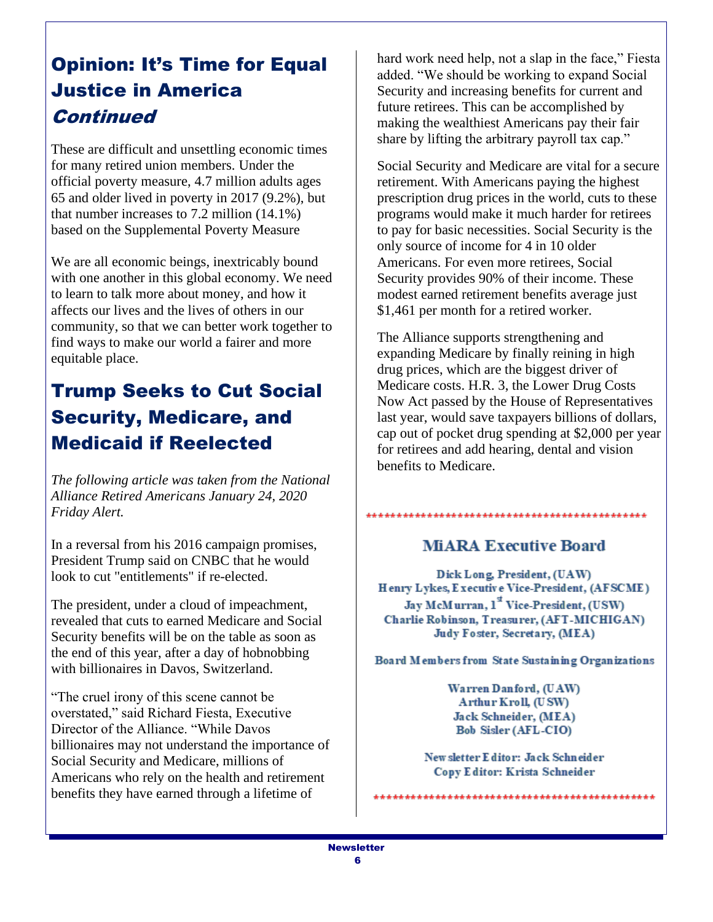## Opinion: It's Time for Equal Justice in America *Continued*

These are difficult and unsettling economic times for many retired union members. Under the official poverty measure, 4.7 million adults ages 65 and older lived in poverty in 2017 (9.2%), but that number increases to 7.2 million (14.1%) based on the Supplemental Poverty Measure

We are all economic beings, inextricably bound with one another in this global economy. We need to learn to talk more about money, and how it affects our lives and the lives of others in our community, so that we can better work together to find ways to make our world a fairer and more equitable place.

## Trump Seeks to Cut Social Security, Medicare, and Medicaid if Reelected

*The following article was taken from the National Alliance Retired Americans January 24, 2020 Friday Alert.*

In a reversal from his 2016 campaign promises, President Trump said on CNBC that he would look to cut "entitlements" if re-elected.

The president, under a cloud of impeachment, revealed that cuts to earned Medicare and Social Security benefits will be on the table as soon as the end of this year, after a day of hobnobbing with billionaires in Davos, Switzerland.

"The cruel irony of this scene cannot be overstated," said Richard Fiesta, Executive Director of the Alliance. "While Davos billionaires may not understand the importance of Social Security and Medicare, millions of Americans who rely on the health and retirement benefits they have earned through a lifetime of hard work need help, not a slap in the face," Fiesta added. "We should be working to expand Social Security and increasing benefits for current and future retirees. This can be accomplished by making the wealthiest Americans pay their fair share by lifting the arbitrary payroll tax cap."

Social Security and Medicare are vital for a secure retirement. With Americans paying the highest prescription drug prices in the world, cuts to these programs would make it much harder for retirees to pay for basic necessities. Social Security is the only source of income for 4 in 10 older Americans. For even more retirees, Social Security provides 90% of their income. These modest earned retirement benefits average just $1,461 per month for a retired worker.

The Alliance supports strengthening and expanding Medicare by finally reining in high drug prices, which are the biggest driver of Medicare costs. H.R. 3, the Lower Drug Costs Now Act passed by the House of Representatives last year, would save taxpayers billions of dollars, cap out of pocket drug spending at $2,000 per year for retirees and add hearing, dental and vision benefits to Medicare.

**********************************************

### MiARA Executive Board

Dick Long, President, (UAW)
Henry Lykes, Executive Vice-President, (AFSCME)
Jay McMurran, 1st Vice-President, (USW)
Charlie Robinson, Treasurer, (AFT-MICHIGAN)
Judy Foster, Secretary, (MEA)

Board Members from State Sustaining Organizations

Warren Danford, (UAW)
Arthur Kroll, (USW)
Jack Schneider, (MEA)
Bob Sisler (AFL-CIO)

Newsletter Editor: Jack Schneider
Copy Editor: Krista Schneider

**********************************************